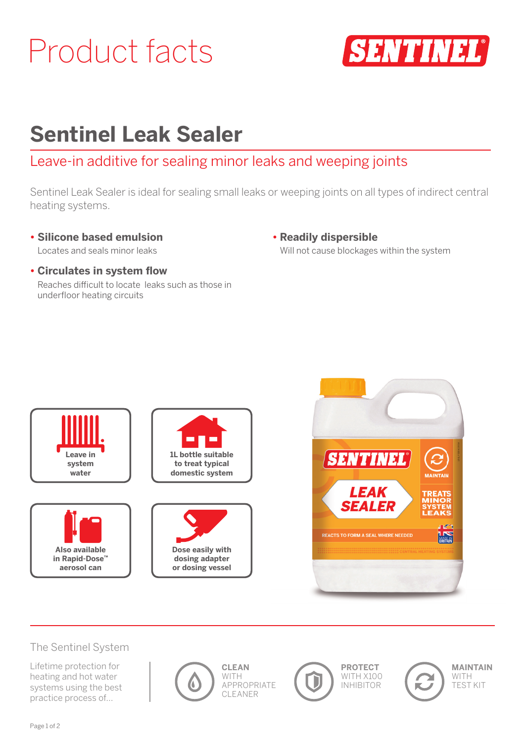# Product facts

SENTINEL

## Sentinel Leak Sealer

### Leave-in additive for sealing minor leaks and weeping joints

Sentinel Leak Sealer is ideal for sealing small leaks or weeping joints on all types of indirect central heating systems.

- **Silicone based emulsion**
  Locates and seals minor leaks
- **Circulates in system flow**
  Reaches difficult to locate leaks such as those in underfloor heating circuits
- **Readily dispersible**
  Will not cause blockages within the system

**Leave in system water**

**1L bottle suitable to treat typical domestic system**

**Also available in Rapid-Dose™ aerosol can**

**Dose easily with dosing adapter or dosing vessel**

### The Sentinel System

Lifetime protection for heating and hot water systems using the best practice process of...

**CLEAN** WITH APPROPRIATE CLEANER

**PROTECT** WITH X100 INHIBITOR

**MAINTAIN** WITH TEST KIT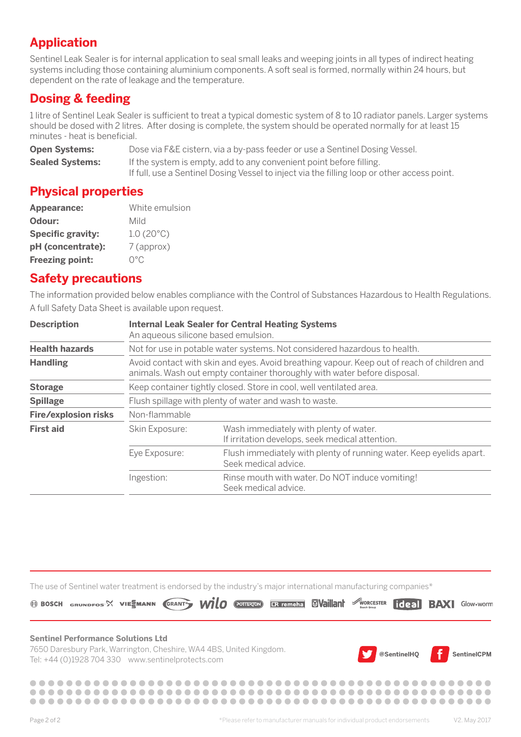## Application

Sentinel Leak Sealer is for internal application to seal small leaks and weeping joints in all types of indirect heating systems including those containing aluminium components. A soft seal is formed, normally within 24 hours, but dependent on the rate of leakage and the temperature.

## Dosing & feeding

1 litre of Sentinel Leak Sealer is sufficient to treat a typical domestic system of 8 to 10 radiator panels. Larger systems should be dosed with 2 litres. After dosing is complete, the system should be operated normally for at least 15 minutes - heat is beneficial.

| | |
|---|---|
| **Open Systems:** | Dose via F&E cistern, via a by-pass feeder or use a Sentinel Dosing Vessel. |
| **Sealed Systems:** | If the system is empty, add to any convenient point before filling. If full, use a Sentinel Dosing Vessel to inject via the filling loop or other access point. |

## Physical properties

| | |
|---|---|
| **Appearance:** | White emulsion |
| **Odour:** | Mild |
| **Specific gravity:** | 1.0 (20°C) |
| **pH (concentrate):** | 7 (approx) |
| **Freezing point:** | 0°C |

## Safety precautions

The information provided below enables compliance with the Control of Substances Hazardous to Health Regulations.

A full Safety Data Sheet is available upon request.

| | | |
|---|---|---|
| **Description** | **Internal Leak Sealer for Central Heating Systems** An aqueous silicone based emulsion. | |
| **Health hazards** | Not for use in potable water systems. Not considered hazardous to health. | |
| **Handling** | Avoid contact with skin and eyes. Avoid breathing vapour. Keep out of reach of children and animals. Wash out empty container thoroughly with water before disposal. | |
| **Storage** | Keep container tightly closed. Store in cool, well ventilated area. | |
| **Spillage** | Flush spillage with plenty of water and wash to waste. | |
| **Fire/explosion risks** | Non-flammable | |
| **First aid** | Skin Exposure: | Wash immediately with plenty of water. If irritation develops, seek medical attention. |
| | Eye Exposure: | Flush immediately with plenty of running water. Keep eyelids apart. Seek medical advice. |
| | Ingestion: | Rinse mouth with water. Do NOT induce vomiting! Seek medical advice. |

The use of Sentinel water treatment is endorsed by the industry's major international manufacturing companies*

BOSCH GRUNDFOS VIESSMANN GRANT wilo POTTERTON remeha Vaillant WORCESTER ideal BAXI Glow-worm

**Sentinel Performance Solutions Ltd**
7650 Daresbury Park, Warrington, Cheshire, WA4 4BS, United Kingdom.
Tel: +44 (0)1928 704 330 www.sentinelprotects.com

@SentinelHQ SentinelCPM

*Please refer to manufacturer manuals for individual product endorsements

V2. May 2017